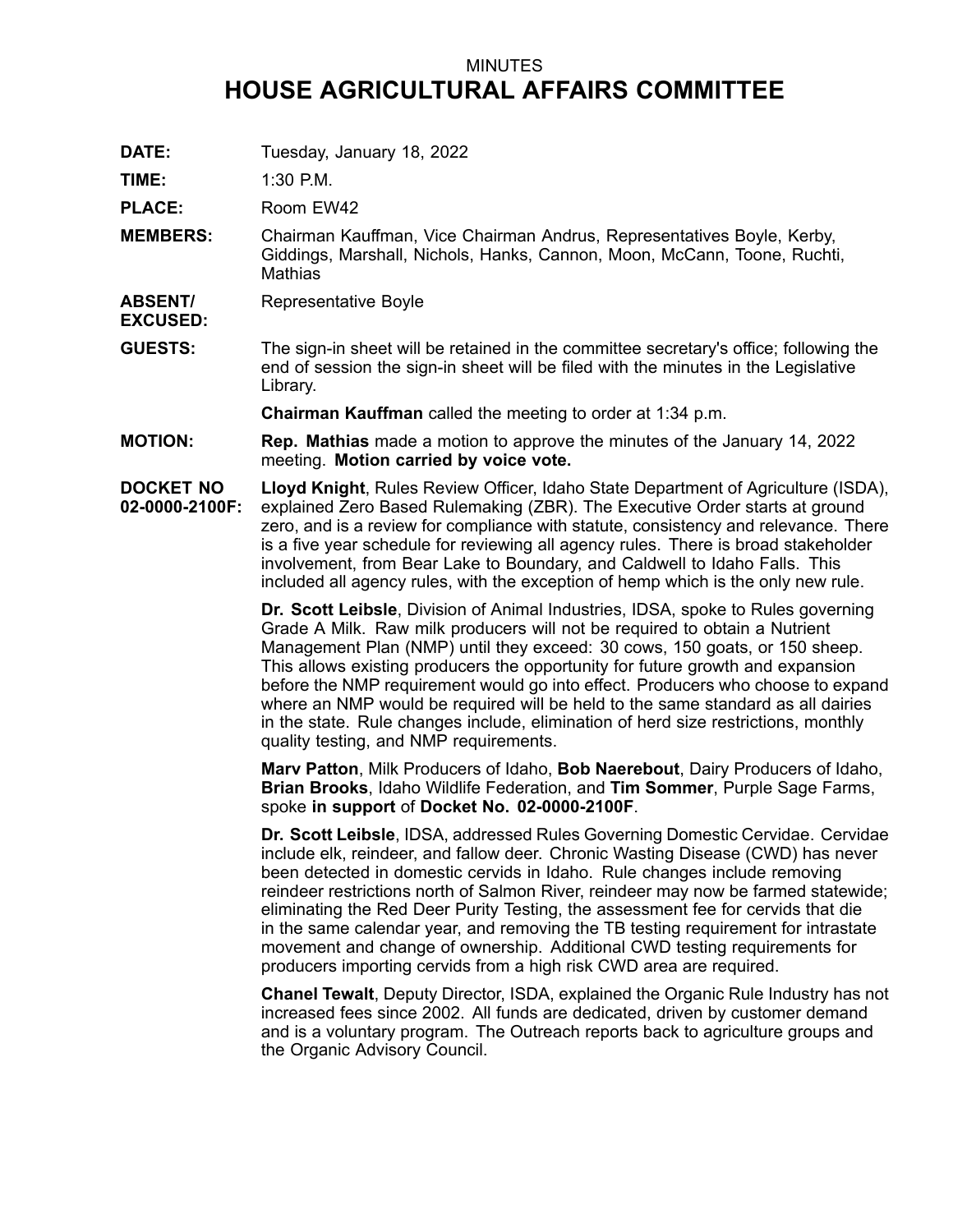MINUTES

# HOUSE AGRICULTURAL AFFAIRS COMMITTEE

**DATE:** Tuesday, January 18, 2022

**TIME:** 1:30 P.M.

**PLACE:** Room EW42

**MEMBERS:** Chairman Kauffman, Vice Chairman Andrus, Representatives Boyle, Kerby, Giddings, Marshall, Nichols, Hanks, Cannon, Moon, McCann, Toone, Ruchti, Mathias

**ABSENT/ EXCUSED:** Representative Boyle

**GUESTS:** The sign-in sheet will be retained in the committee secretary's office; following the end of session the sign-in sheet will be filed with the minutes in the Legislative Library.

**Chairman Kauffman** called the meeting to order at 1:34 p.m.

**MOTION:** **Rep. Mathias** made a motion to approve the minutes of the January 14, 2022 meeting. **Motion carried by voice vote.**

**DOCKET NO 02-0000-2100F:** **Lloyd Knight**, Rules Review Officer, Idaho State Department of Agriculture (ISDA), explained Zero Based Rulemaking (ZBR). The Executive Order starts at ground zero, and is a review for compliance with statute, consistency and relevance. There is a five year schedule for reviewing all agency rules. There is broad stakeholder involvement, from Bear Lake to Boundary, and Caldwell to Idaho Falls. This included all agency rules, with the exception of hemp which is the only new rule.

**Dr. Scott Leibsle**, Division of Animal Industries, IDSA, spoke to Rules governing Grade A Milk. Raw milk producers will not be required to obtain a Nutrient Management Plan (NMP) until they exceed: 30 cows, 150 goats, or 150 sheep. This allows existing producers the opportunity for future growth and expansion before the NMP requirement would go into effect. Producers who choose to expand where an NMP would be required will be held to the same standard as all dairies in the state. Rule changes include, elimination of herd size restrictions, monthly quality testing, and NMP requirements.

**Marv Patton**, Milk Producers of Idaho, **Bob Naerebout**, Dairy Producers of Idaho, **Brian Brooks**, Idaho Wildlife Federation, and **Tim Sommer**, Purple Sage Farms, spoke **in support** of **Docket No. 02-0000-2100F**.

**Dr. Scott Leibsle**, IDSA, addressed Rules Governing Domestic Cervidae. Cervidae include elk, reindeer, and fallow deer. Chronic Wasting Disease (CWD) has never been detected in domestic cervids in Idaho. Rule changes include removing reindeer restrictions north of Salmon River, reindeer may now be farmed statewide; eliminating the Red Deer Purity Testing, the assessment fee for cervids that die in the same calendar year, and removing the TB testing requirement for intrastate movement and change of ownership. Additional CWD testing requirements for producers importing cervids from a high risk CWD area are required.

**Chanel Tewalt**, Deputy Director, ISDA, explained the Organic Rule Industry has not increased fees since 2002. All funds are dedicated, driven by customer demand and is a voluntary program. The Outreach reports back to agriculture groups and the Organic Advisory Council.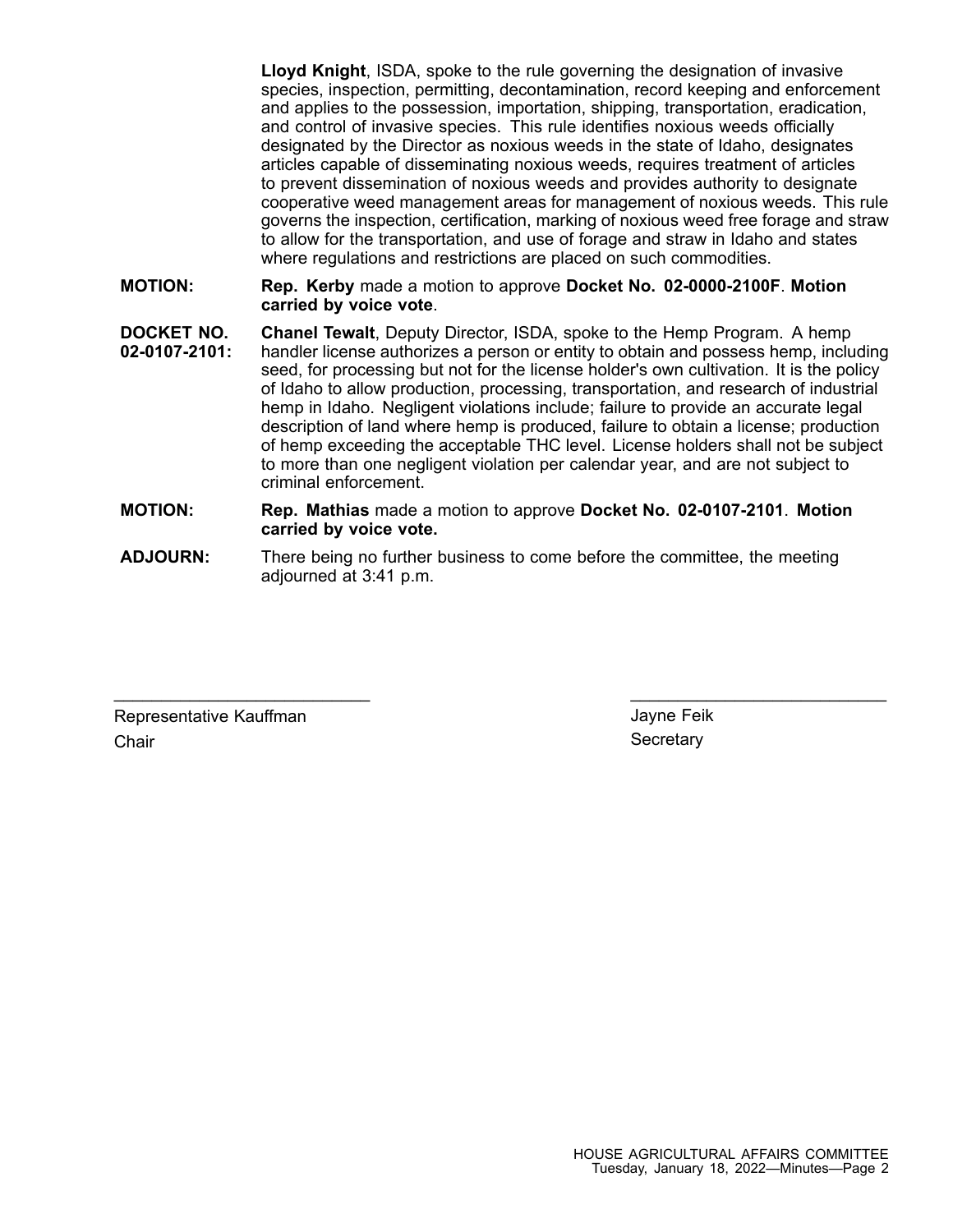**Lloyd Knight**, ISDA, spoke to the rule governing the designation of invasive species, inspection, permitting, decontamination, record keeping and enforcement and applies to the possession, importation, shipping, transportation, eradication, and control of invasive species. This rule identifies noxious weeds officially designated by the Director as noxious weeds in the state of Idaho, designates articles capable of disseminating noxious weeds, requires treatment of articles to prevent dissemination of noxious weeds and provides authority to designate cooperative weed management areas for management of noxious weeds. This rule governs the inspection, certification, marking of noxious weed free forage and straw to allow for the transportation, and use of forage and straw in Idaho and states where regulations and restrictions are placed on such commodities.

**MOTION:** **Rep. Kerby** made a motion to approve **Docket No. 02-0000-2100F**. **Motion carried by voice vote**.

**DOCKET NO. 02-0107-2101:** **Chanel Tewalt**, Deputy Director, ISDA, spoke to the Hemp Program. A hemp handler license authorizes a person or entity to obtain and possess hemp, including seed, for processing but not for the license holder's own cultivation. It is the policy of Idaho to allow production, processing, transportation, and research of industrial hemp in Idaho. Negligent violations include; failure to provide an accurate legal description of land where hemp is produced, failure to obtain a license; production of hemp exceeding the acceptable THC level. License holders shall not be subject to more than one negligent violation per calendar year, and are not subject to criminal enforcement.

**MOTION:** **Rep. Mathias** made a motion to approve **Docket No. 02-0107-2101**. **Motion carried by voice vote.**

**ADJOURN:** There being no further business to come before the committee, the meeting adjourned at 3:41 p.m.

___________________________
Representative Kauffman
Chair

___________________________
Jayne Feik
Secretary